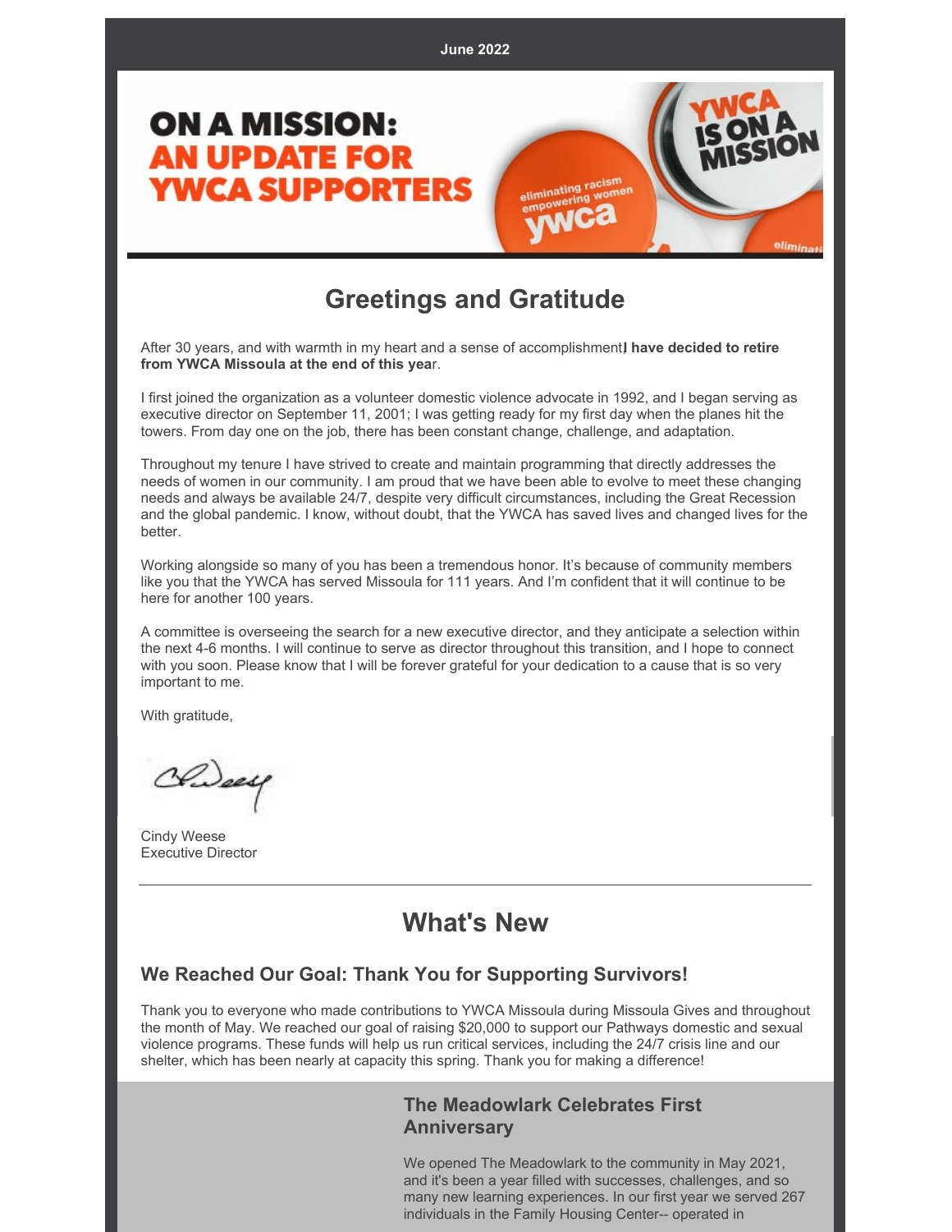June 2022

# ON A MISSION: AN UPDATE FOR YWCA SUPPORTERS

## Greetings and Gratitude

After 30 years, and with warmth in my heart and a sense of accomplishment, **I have decided to retire from YWCA Missoula at the end of this year**.

I first joined the organization as a volunteer domestic violence advocate in 1992, and I began serving as executive director on September 11, 2001; I was getting ready for my first day when the planes hit the towers. From day one on the job, there has been constant change, challenge, and adaptation.

Throughout my tenure I have strived to create and maintain programming that directly addresses the needs of women in our community. I am proud that we have been able to evolve to meet these changing needs and always be available 24/7, despite very difficult circumstances, including the Great Recession and the global pandemic. I know, without doubt, that the YWCA has saved lives and changed lives for the better.

Working alongside so many of you has been a tremendous honor. It's because of community members like you that the YWCA has served Missoula for 111 years. And I'm confident that it will continue to be here for another 100 years.

A committee is overseeing the search for a new executive director, and they anticipate a selection within the next 4-6 months. I will continue to serve as director throughout this transition, and I hope to connect with you soon. Please know that I will be forever grateful for your dedication to a cause that is so very important to me.

With gratitude,

Cindy Weese
Executive Director

---

## What's New

### We Reached Our Goal: Thank You for Supporting Survivors!

Thank you to everyone who made contributions to YWCA Missoula during Missoula Gives and throughout the month of May. We reached our goal of raising $20,000 to support our Pathways domestic and sexual violence programs. These funds will help us run critical services, including the 24/7 crisis line and our shelter, which has been nearly at capacity this spring. Thank you for making a difference!

### The Meadowlark Celebrates First Anniversary

We opened The Meadowlark to the community in May 2021, and it's been a year filled with successes, challenges, and so many new learning experiences. In our first year we served 267 individuals in the Family Housing Center-- operated in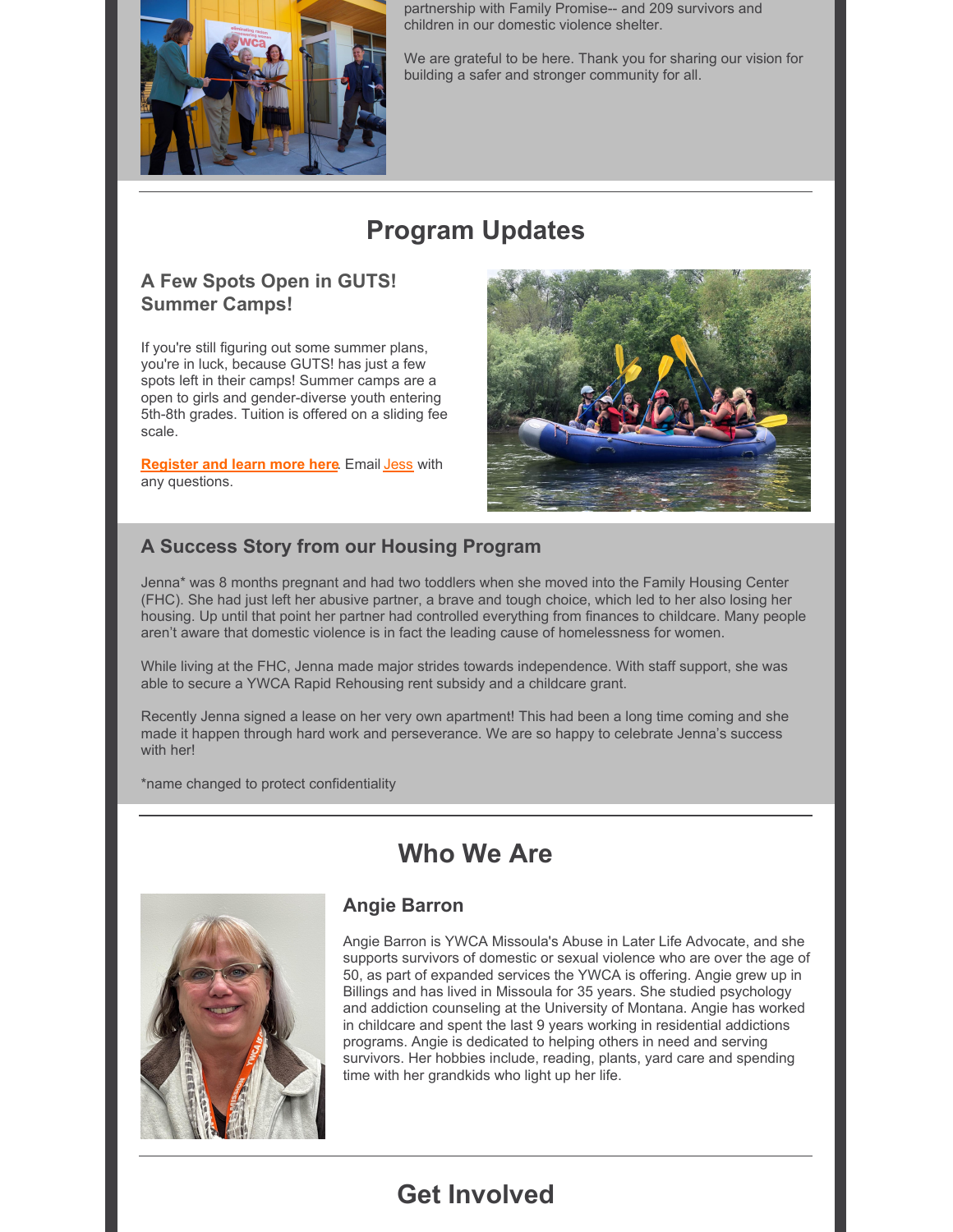partnership with Family Promise-- and 209 survivors and children in our domestic violence shelter.

We are grateful to be here. Thank you for sharing our vision for building a safer and stronger community for all.

## Program Updates

### A Few Spots Open in GUTS! Summer Camps!

If you're still figuring out some summer plans, you're in luck, because GUTS! has just a few spots left in their camps! Summer camps are a open to girls and gender-diverse youth entering 5th-8th grades. Tuition is offered on a sliding fee scale.

**Register and learn more here**. Email Jess with any questions.

### A Success Story from our Housing Program

Jenna* was 8 months pregnant and had two toddlers when she moved into the Family Housing Center (FHC). She had just left her abusive partner, a brave and tough choice, which led to her also losing her housing. Up until that point her partner had controlled everything from finances to childcare. Many people aren't aware that domestic violence is in fact the leading cause of homelessness for women.

While living at the FHC, Jenna made major strides towards independence. With staff support, she was able to secure a YWCA Rapid Rehousing rent subsidy and a childcare grant.

Recently Jenna signed a lease on her very own apartment! This had been a long time coming and she made it happen through hard work and perseverance. We are so happy to celebrate Jenna's success with her!

*name changed to protect confidentiality

## Who We Are

### Angie Barron

Angie Barron is YWCA Missoula's Abuse in Later Life Advocate, and she supports survivors of domestic or sexual violence who are over the age of 50, as part of expanded services the YWCA is offering. Angie grew up in Billings and has lived in Missoula for 35 years. She studied psychology and addiction counseling at the University of Montana. Angie has worked in childcare and spent the last 9 years working in residential addictions programs. Angie is dedicated to helping others in need and serving survivors. Her hobbies include, reading, plants, yard care and spending time with her grandkids who light up her life.

## Get Involved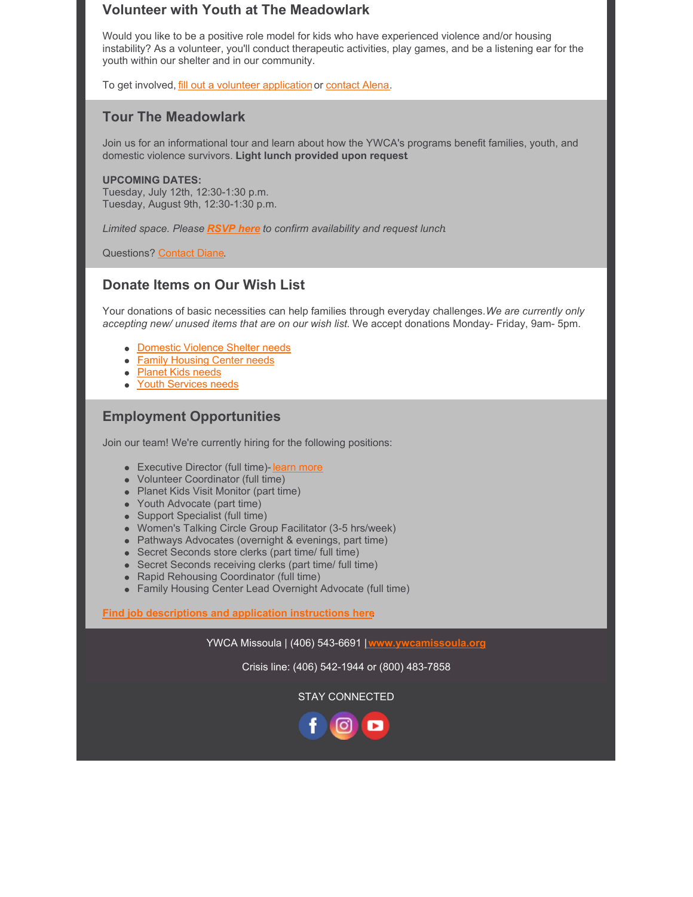## Volunteer with Youth at The Meadowlark

Would you like to be a positive role model for kids who have experienced violence and/or housing instability? As a volunteer, you'll conduct therapeutic activities, play games, and be a listening ear for the youth within our shelter and in our community.

To get involved, fill out a volunteer application or contact Alena.

## Tour The Meadowlark

Join us for an informational tour and learn about how the YWCA's programs benefit families, youth, and domestic violence survivors. **Light lunch provided upon request**

**UPCOMING DATES:**
Tuesday, July 12th, 12:30-1:30 p.m.
Tuesday, August 9th, 12:30-1:30 p.m.

*Limited space. Please* ***RSVP here*** *to confirm availability and request lunch.*

Questions? Contact Diane.

## Donate Items on Our Wish List

Your donations of basic necessities can help families through everyday challenges. *We are currently only accepting new/ unused items that are on our wish list.* We accept donations Monday- Friday, 9am- 5pm.

- Domestic Violence Shelter needs
- Family Housing Center needs
- Planet Kids needs
- Youth Services needs

## Employment Opportunities

Join our team! We're currently hiring for the following positions:

- Executive Director (full time)- learn more
- Volunteer Coordinator (full time)
- Planet Kids Visit Monitor (part time)
- Youth Advocate (part time)
- Support Specialist (full time)
- Women's Talking Circle Group Facilitator (3-5 hrs/week)
- Pathways Advocates (overnight & evenings, part time)
- Secret Seconds store clerks (part time/ full time)
- Secret Seconds receiving clerks (part time/ full time)
- Rapid Rehousing Coordinator (full time)
- Family Housing Center Lead Overnight Advocate (full time)

**Find job descriptions and application instructions here**

YWCA Missoula | (406) 543-6691 | **www.ywcamissoula.org**

Crisis line: (406) 542-1944 or (800) 483-7858

STAY CONNECTED